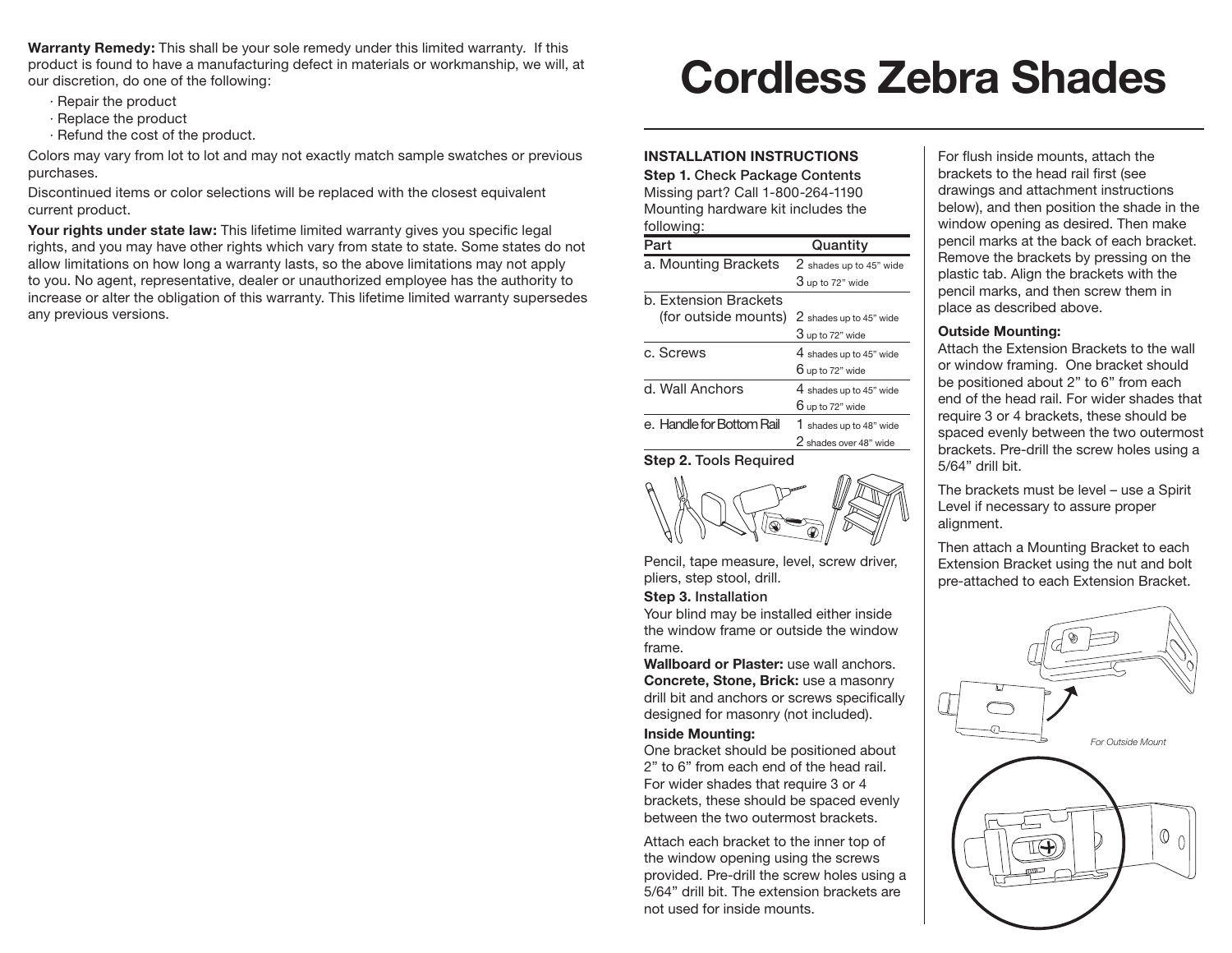**Warranty Remedy:** This shall be your sole remedy under this limited warranty. If this product is found to have a manufacturing defect in materials or workmanship, we will, at our discretion, do one of the following:

- Repair the product
- Replace the product
- Refund the cost of the product.

Colors may vary from lot to lot and may not exactly match sample swatches or previous purchases.

Discontinued items or color selections will be replaced with the closest equivalent current product.

**Your rights under state law:** This lifetime limited warranty gives you specific legal rights, and you may have other rights which vary from state to state. Some states do not allow limitations on how long a warranty lasts, so the above limitations may not apply to you. No agent, representative, dealer or unauthorized employee has the authority to increase or alter the obligation of this warranty. This lifetime limited warranty supersedes any previous versions.

# Cordless Zebra Shades

## INSTALLATION INSTRUCTIONS

**Step 1.** Check Package Contents

Missing part? Call 1-800-264-1190

Mounting hardware kit includes the following:

| Part | Quantity |
|---|---|
| a. Mounting Brackets | 2 shades up to 45" wide<br>3 up to 72" wide |
| b. Extension Brackets (for outside mounts) | 2 shades up to 45" wide<br>3 up to 72" wide |
| c. Screws | 4 shades up to 45" wide<br>6 up to 72" wide |
| d. Wall Anchors | 4 shades up to 45" wide<br>6 up to 72" wide |
| e. Handle for Bottom Rail | 1 shades up to 48" wide<br>2 shades over 48" wide |

**Step 2.** Tools Required

Pencil, tape measure, level, screw driver, pliers, step stool, drill.

**Step 3.** Installation

Your blind may be installed either inside the window frame or outside the window frame.

**Wallboard or Plaster:** use wall anchors.
**Concrete, Stone, Brick:** use a masonry drill bit and anchors or screws specifically designed for masonry (not included).

**Inside Mounting:**

One bracket should be positioned about 2" to 6" from each end of the head rail. For wider shades that require 3 or 4 brackets, these should be spaced evenly between the two outermost brackets.

Attach each bracket to the inner top of the window opening using the screws provided. Pre-drill the screw holes using a 5/64" drill bit. The extension brackets are not used for inside mounts.

For flush inside mounts, attach the brackets to the head rail first (see drawings and attachment instructions below), and then position the shade in the window opening as desired. Then make pencil marks at the back of each bracket. Remove the brackets by pressing on the plastic tab. Align the brackets with the pencil marks, and then screw them in place as described above.

**Outside Mounting:**

Attach the Extension Brackets to the wall or window framing. One bracket should be positioned about 2" to 6" from each end of the head rail. For wider shades that require 3 or 4 brackets, these should be spaced evenly between the two outermost brackets. Pre-drill the screw holes using a 5/64" drill bit.

The brackets must be level – use a Spirit Level if necessary to assure proper alignment.

Then attach a Mounting Bracket to each Extension Bracket using the nut and bolt pre-attached to each Extension Bracket.

*For Outside Mount*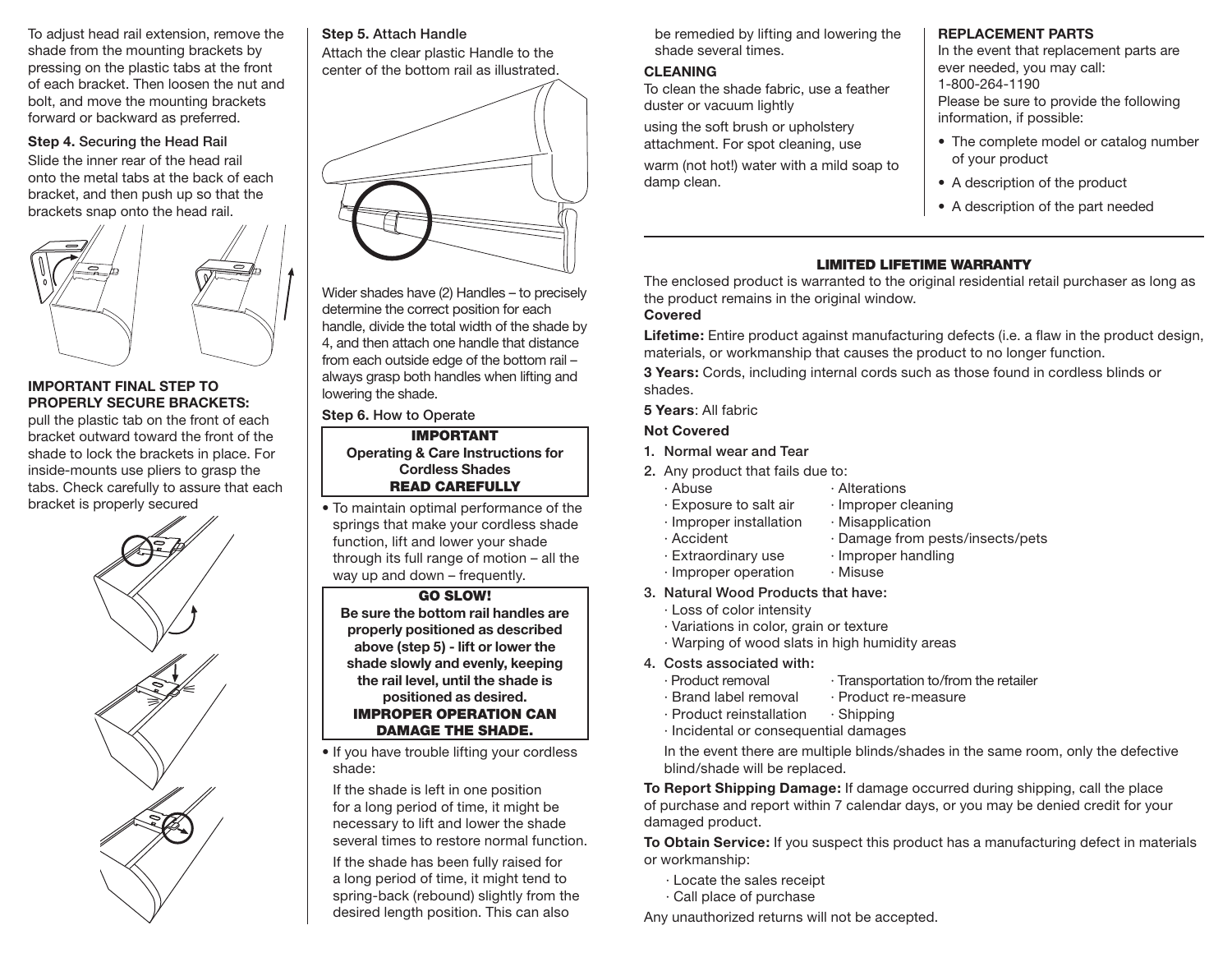To adjust head rail extension, remove the shade from the mounting brackets by pressing on the plastic tabs at the front of each bracket. Then loosen the nut and bolt, and move the mounting brackets forward or backward as preferred.

**Step 4.** Securing the Head Rail

Slide the inner rear of the head rail onto the metal tabs at the back of each bracket, and then push up so that the brackets snap onto the head rail.

**IMPORTANT FINAL STEP TO PROPERLY SECURE BRACKETS:**
pull the plastic tab on the front of each bracket outward toward the front of the shade to lock the brackets in place. For inside-mounts use pliers to grasp the tabs. Check carefully to assure that each bracket is properly secured

**Step 5.** Attach Handle

Attach the clear plastic Handle to the center of the bottom rail as illustrated.

Wider shades have (2) Handles – to precisely determine the correct position for each handle, divide the total width of the shade by 4, and then attach one handle that distance from each outside edge of the bottom rail – always grasp both handles when lifting and lowering the shade.

**Step 6.** How to Operate

**IMPORTANT**
**Operating & Care Instructions for Cordless Shades**
**READ CAREFULLY**

- To maintain optimal performance of the springs that make your cordless shade function, lift and lower your shade through its full range of motion – all the way up and down – frequently.

**GO SLOW!**
**Be sure the bottom rail handles are properly positioned as described above (step 5) - lift or lower the shade slowly and evenly, keeping the rail level, until the shade is positioned as desired.**
**IMPROPER OPERATION CAN DAMAGE THE SHADE.**

- If you have trouble lifting your cordless shade:

  If the shade is left in one position for a long period of time, it might be necessary to lift and lower the shade several times to restore normal function.

  If the shade has been fully raised for a long period of time, it might tend to spring-back (rebound) slightly from the desired length position. This can also be remedied by lifting and lowering the shade several times.

**CLEANING**

To clean the shade fabric, use a feather duster or vacuum lightly

using the soft brush or upholstery attachment. For spot cleaning, use

warm (not hot!) water with a mild soap to damp clean.

**REPLACEMENT PARTS**

In the event that replacement parts are ever needed, you may call:
1-800-264-1190
Please be sure to provide the following information, if possible:

- The complete model or catalog number of your product
- A description of the product
- A description of the part needed

## LIMITED LIFETIME WARRANTY

The enclosed product is warranted to the original residential retail purchaser as long as the product remains in the original window.

**Covered**

**Lifetime:** Entire product against manufacturing defects (i.e. a flaw in the product design, materials, or workmanship that causes the product to no longer function.

**3 Years:** Cords, including internal cords such as those found in cordless blinds or shades.

**5 Years**: All fabric

**Not Covered**

1. **Normal wear and Tear**
2. Any product that fails due to:
   - · Abuse
   - · Exposure to salt air
   - · Improper installation
   - · Accident
   - · Extraordinary use
   - · Improper operation
   - · Alterations
   - · Improper cleaning
   - · Misapplication
   - · Damage from pests/insects/pets
   - · Improper handling
   - · Misuse
3. **Natural Wood Products that have:**
   - · Loss of color intensity
   - · Variations in color, grain or texture
   - · Warping of wood slats in high humidity areas
4. **Costs associated with:**
   - · Product removal
   - · Brand label removal
   - · Product reinstallation
   - · Transportation to/from the retailer
   - · Product re-measure
   - · Shipping
   - · Incidental or consequential damages

   In the event there are multiple blinds/shades in the same room, only the defective blind/shade will be replaced.

**To Report Shipping Damage:** If damage occurred during shipping, call the place of purchase and report within 7 calendar days, or you may be denied credit for your damaged product.

**To Obtain Service:** If you suspect this product has a manufacturing defect in materials or workmanship:

- · Locate the sales receipt
- · Call place of purchase

Any unauthorized returns will not be accepted.